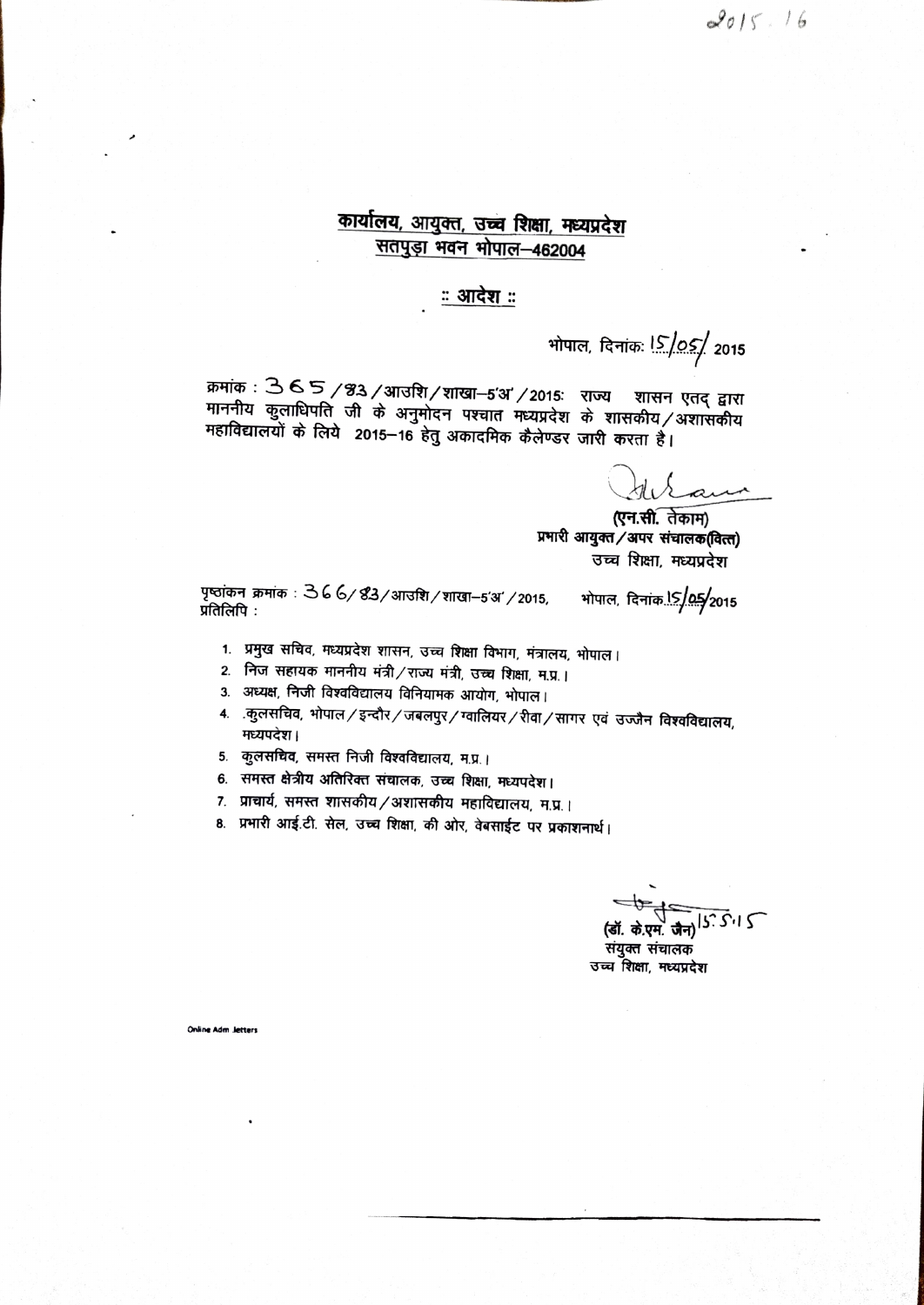2015-16

## कार्यालय, आयुक्त, उच्च शिक्षा, मध्यप्रदेश
## सतपुड़ा भवन भोपाल–462004

### :: आदेश ::

भोपाल, दिनांकः 15/05/ 2015

क्रमांक : 365 / 83 / आउशि / शाखा–5'अ' / 2015: राज्य शासन एतद् द्वारा माननीय कुलाधिपति जी के अनुमोदन पश्चात मध्यप्रदेश के शासकीय / अशासकीय महाविद्यालयों के लिये 2015–16 हेतु अकादमिक कैलेण्डर जारी करता है।

**(एन.सी. तेकाम)**
**प्रभारी आयुक्त / अपर संचालक(वित्त)**
उच्च शिक्षा, मध्यप्रदेश

पृष्ठांकन क्रमांक : 366 / 83 / आउशि / शाखा–5'अ' / 2015, भोपाल, दिनांक 15/05/2015

प्रतिलिपि :

1. प्रमुख सचिव, मध्यप्रदेश शासन, उच्च शिक्षा विभाग, मंत्रालय, भोपाल।
2. निज सहायक माननीय मंत्री / राज्य मंत्री, उच्च शिक्षा, म.प्र.।
3. अध्यक्ष, निजी विश्वविद्यालय विनियामक आयोग, भोपाल।
4. कुलसचिव, भोपाल / इन्दौर / जबलपुर / ग्वालियर / रीवा / सागर एवं उज्जैन विश्वविद्यालय, मध्यपदेश।
5. कुलसचिव, समस्त निजी विश्वविद्यालय, म.प्र.।
6. समस्त क्षेत्रीय अतिरिक्त संचालक, उच्च शिक्षा, मध्यपदेश।
7. प्राचार्य, समस्त शासकीय / अशासकीय महाविद्यालय, म.प्र.।
8. प्रभारी आई.टी. सेल, उच्च शिक्षा, की ओर, वेबसाईट पर प्रकाशनार्थ।

15.5.15
**(डॉ. के.एम. जैन)**
**संयुक्त संचालक**
उच्च शिक्षा, मध्यप्रदेश

Online Adm letters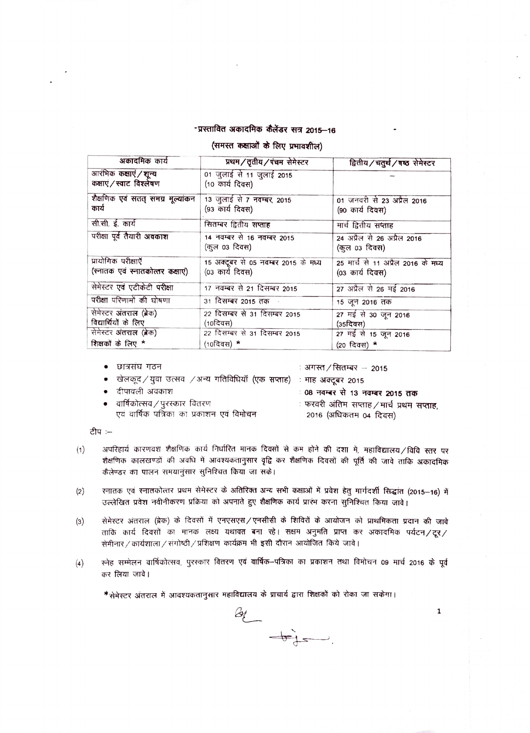# -प्रस्तावित अकादमिक कैलेंडर सत्र 2015–16

## (समस्त कक्षाओं के लिए प्रभावशील)

| अकादमिक कार्य | प्रथम/तृतीय/पंचम सेमेस्टर | द्वितीय/चतुर्थ/षष्ठ सेमेस्टर |
|---|---|---|
| आरंभिक कक्षाएं/शून्य कक्षाएं/स्वाट विश्लेषण | 01 जुलाई से 11 जुलाई 2015 (10 कार्य दिवस) | — |
| शैक्षणिक एवं सतत् समग्र मूल्यांकन कार्य | 13 जुलाई से 7 नवम्बर, 2015 (93 कार्य दिवस) | 01 जनवरी से 23 अप्रैल 2016 (90 कार्य दिवस) |
| सी.सी. ई. कार्य | सितम्बर द्वितीय सप्ताह | मार्च द्वितीय सप्ताह |
| परीक्षा पूर्व तैयारी अवकाश | 14 नवम्बर से 16 नवम्बर 2015 (कुल 03 दिवस) | 24 अप्रैल से 26 अप्रैल 2016 (कुल 03 दिवस) |
| प्रायोगिक परीक्षाएँ (स्नातक एवं स्नातकोत्तर कक्षाएं) | 15 अक्टूबर से 05 नवम्बर 2015 के मध्य (03 कार्य दिवस) | 25 मार्च से 11 अप्रैल 2016 के मध्य (03 कार्य दिवस) |
| सेमेस्टर एवं एटीकेटी परीक्षा | 17 नवम्बर से 21 दिसम्बर 2015 | 27 अप्रैल से 26 मई 2016 |
| परीक्षा परिणामों की घोषणा | 31 दिसम्बर 2015 तक | 15 जून 2016 तक |
| सेमेस्टर अंतराल (ब्रेक) विद्यार्थियों के लिए | 22 दिसम्बर से 31 दिसम्बर 2015 (10दिवस) | 27 मई से 30 जून 2016 (35दिवस) |
| सेमेस्टर अंतराल (ब्रेक) शिक्षकों के लिए * | 22 दिसम्बर से 31 दिसम्बर 2015 (10दिवस) * | 27 मई से 15 जून 2016 (20 दिवस) * |

- छात्रसंघ गठन : अगस्त/सितम्बर – 2015
- खेलकूद/युवा उत्सव /अन्य गतिविधियाँ (एक सप्ताह) : माह अक्टूबर 2015
- दीपावली अवकाश : **08 नवम्बर से 13 नवम्बर 2015 तक**
- वार्षिकोत्सव/पुरस्कार वितरण एवं वार्षिक पत्रिका का प्रकाशन एवं विमोचन : फरवरी अंतिम सप्ताह/मार्च प्रथम सप्ताह, 2016 (अधिकतम 04 दिवस)

टीप :–

(1) अपरिहार्य कारणवश शैक्षणिक कार्य निर्धारित मानक दिवसो से कम होने की दशा मे, महाविद्यालय/विवि स्तर पर शैक्षणिक कालखण्डों की अवधि में आवश्यकतानुसार वृद्धि कर शैक्षणिक दिवसों की पूर्ति की जावे ताकि अकादमिक कैलेण्डर का पालन समयानुसार सुनिश्चित किया जा सके।

(2) स्नातक एवं स्नातकोत्तर प्रथम सेमेस्टर के अतिरिक्त अन्य सभी कक्षाओं में प्रवेश हेतु मार्गदर्शी सिद्धांत (2015–16) में उल्लेखित प्रवेश नवीनीकरण प्रक्रिया को अपनाते हुए शैक्षणिक कार्य प्रारंभ करना सुनिश्चित किया जावे।

(3) सेमेस्टर अंतराल (ब्रेक) के दिवसों में एनएसएस/एनसीसी के शिविरों के आयोजन को प्राथमिकता प्रदान की जावे ताकि कार्य दिवसों का मानक लक्ष्य यथावत बना रहे। सक्षम अनुमति प्राप्त कर अकादमिक पर्यटन/टूर/सेमीनार/कार्यशाला/संगोष्ठी/प्रशिक्षण कार्यक्रम भी इसी दौरान आयोजित किये जावे।

(4) स्नेह सम्मेलन वार्षिकोत्सव, पुरस्कार वितरण एवं वार्षिक–पत्रिका का प्रकाशन तथा विमोचन 09 मार्च 2016 के पूर्व कर लिया जावे।

*सेमेस्टर अंतराल में आवश्यकतानुसार महाविद्यालय के प्राचार्य द्वारा शिक्षकों को रोका जा सकेगा।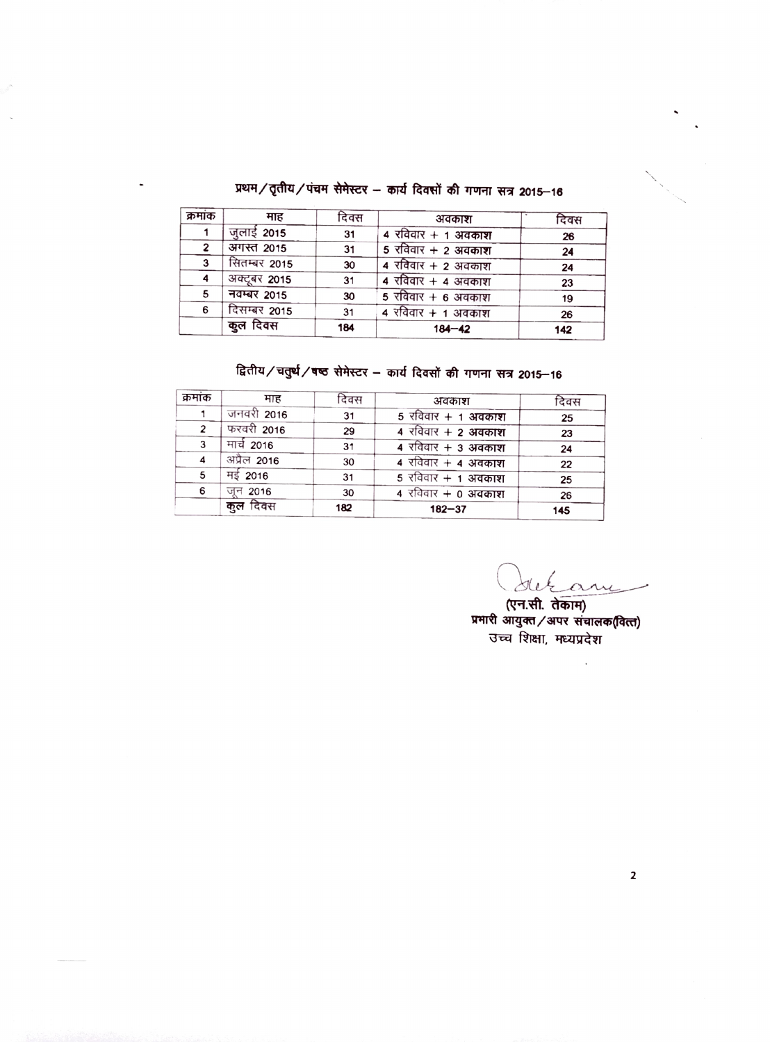## प्रथम/तृतीय/पंचम सेमेस्टर – कार्य दिवसों की गणना सत्र 2015–16

| क्रमांक | माह | दिवस | अवकाश | दिवस |
|---|---|---|---|---|
| 1 | जुलाई 2015 | 31 | 4 रविवार + 1 अवकाश | 26 |
| 2 | अगस्त 2015 | 31 | 5 रविवार + 2 अवकाश | 24 |
| 3 | सितम्बर 2015 | 30 | 4 रविवार + 2 अवकाश | 24 |
| 4 | अक्टूबर 2015 | 31 | 4 रविवार + 4 अवकाश | 23 |
| 5 | नवम्बर 2015 | 30 | 5 रविवार + 6 अवकाश | 19 |
| 6 | दिसम्बर 2015 | 31 | 4 रविवार + 1 अवकाश | 26 |
| | कुल दिवस | 184 | 184–42 | 142 |

## द्वितीय/चतुर्थ/षष्ठ सेमेस्टर – कार्य दिवसों की गणना सत्र 2015–16

| क्रमांक | माह | दिवस | अवकाश | दिवस |
|---|---|---|---|---|
| 1 | जनवरी 2016 | 31 | 5 रविवार + 1 अवकाश | 25 |
| 2 | फरवरी 2016 | 29 | 4 रविवार + 2 अवकाश | 23 |
| 3 | मार्च 2016 | 31 | 4 रविवार + 3 अवकाश | 24 |
| 4 | अप्रैल 2016 | 30 | 4 रविवार + 4 अवकाश | 22 |
| 5 | मई 2016 | 31 | 5 रविवार + 1 अवकाश | 25 |
| 6 | जून 2016 | 30 | 4 रविवार + 0 अवकाश | 26 |
| | कुल दिवस | 182 | 182–37 | 145 |

(एन.सी. तेकाम)
प्रभारी आयुक्त/अपर संचालक(वित्त)
उच्च शिक्षा, मध्यप्रदेश